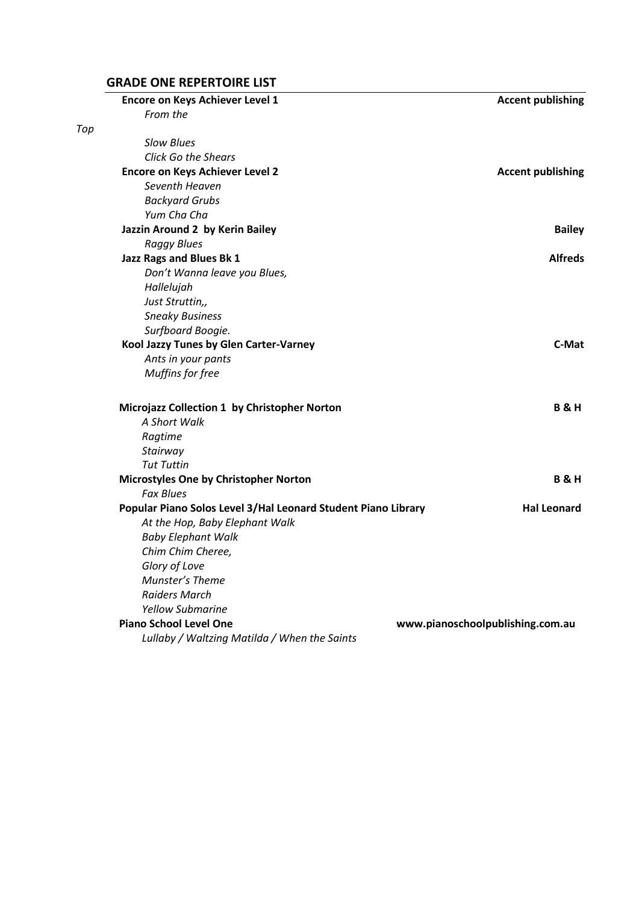## GRADE ONE REPERTOIRE LIST

**Encore on Keys Achiever Level 1** — **Accent publishing**

*From the*

*Top*

*Slow Blues*

*Click Go the Shears*

**Encore on Keys Achiever Level 2** — **Accent publishing**

*Seventh Heaven*

*Backyard Grubs*

*Yum Cha Cha*

**Jazzin Around 2 by Kerin Bailey** — **Bailey**

*Raggy Blues*

**Jazz Rags and Blues Bk 1** — **Alfreds**

*Don't Wanna leave you Blues,*

*Hallelujah*

*Just Struttin,,*

*Sneaky Business*

*Surfboard Boogie.*

**Kool Jazzy Tunes by Glen Carter-Varney** — **C-Mat**

*Ants in your pants*

*Muffins for free*

**Microjazz Collection 1 by Christopher Norton** — **B & H**

*A Short Walk*

*Ragtime*

*Stairway*

*Tut Tuttin*

**Microstyles One by Christopher Norton** — **B & H**

*Fax Blues*

**Popular Piano Solos Level 3/Hal Leonard Student Piano Library** — **Hal Leonard**

*At the Hop, Baby Elephant Walk*

*Baby Elephant Walk*

*Chim Chim Cheree,*

*Glory of Love*

*Munster's Theme*

*Raiders March*

*Yellow Submarine*

**Piano School Level One** — **www.pianoschoolpublishing.com.au**

*Lullaby / Waltzing Matilda / When the Saints*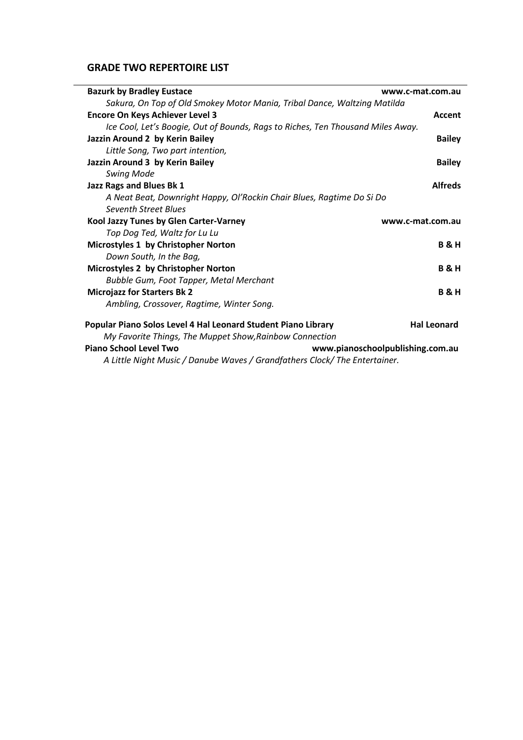## GRADE TWO REPERTOIRE LIST

**Bazurk by Bradley Eustace** — **www.c-mat.com.au**
*Sakura, On Top of Old Smokey Motor Mania, Tribal Dance, Waltzing Matilda*

**Encore On Keys Achiever Level 3** — **Accent**
*Ice Cool, Let's Boogie, Out of Bounds, Rags to Riches, Ten Thousand Miles Away.*

**Jazzin Around 2 by Kerin Bailey** — **Bailey**
*Little Song, Two part intention,*

**Jazzin Around 3 by Kerin Bailey** — **Bailey**
*Swing Mode*

**Jazz Rags and Blues Bk 1** — **Alfreds**
*A Neat Beat, Downright Happy, Ol'Rockin Chair Blues, Ragtime Do Si Do*
*Seventh Street Blues*

**Kool Jazzy Tunes by Glen Carter-Varney** — **www.c-mat.com.au**
*Top Dog Ted, Waltz for Lu Lu*

**Microstyles 1 by Christopher Norton** — **B & H**
*Down South, In the Bag,*

**Microstyles 2 by Christopher Norton** — **B & H**
*Bubble Gum, Foot Tapper, Metal Merchant*

**Microjazz for Starters Bk 2** — **B & H**
*Ambling, Crossover, Ragtime, Winter Song.*

**Popular Piano Solos Level 4 Hal Leonard Student Piano Library** — **Hal Leonard**
*My Favorite Things, The Muppet Show,Rainbow Connection*

**Piano School Level Two** — **www.pianoschoolpublishing.com.au**
*A Little Night Music / Danube Waves / Grandfathers Clock/ The Entertainer.*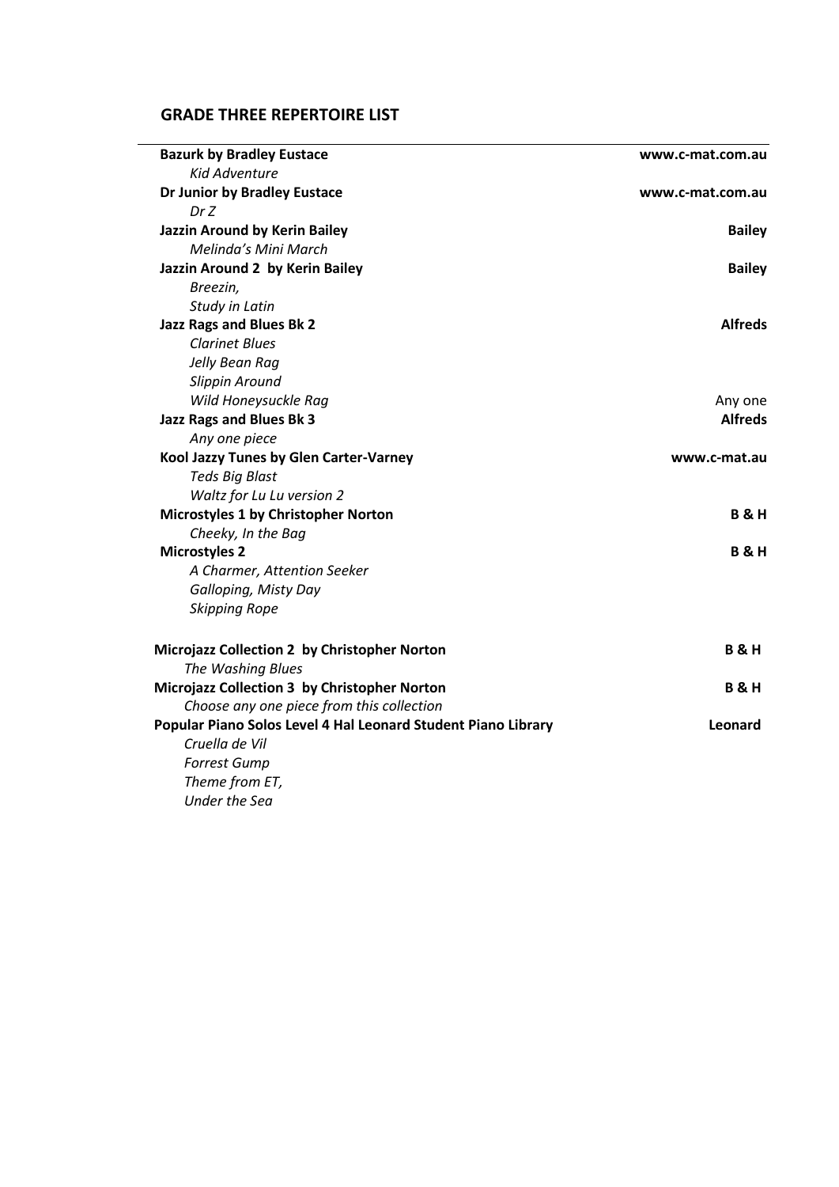## GRADE THREE REPERTOIRE LIST

| | |
|---|---|
| **Bazurk by Bradley Eustace** | **www.c-mat.com.au** |
| *Kid Adventure* | |
| **Dr Junior by Bradley Eustace** | **www.c-mat.com.au** |
| *Dr Z* | |
| **Jazzin Around by Kerin Bailey** | **Bailey** |
| *Melinda's Mini March* | |
| **Jazzin Around 2 by Kerin Bailey** | **Bailey** |
| *Breezin,* | |
| *Study in Latin* | |
| **Jazz Rags and Blues Bk 2** | **Alfreds** |
| *Clarinet Blues* | |
| *Jelly Bean Rag* | |
| *Slippin Around* | |
| *Wild Honeysuckle Rag* | Any one |
| **Jazz Rags and Blues Bk 3** | **Alfreds** |
| *Any one piece* | |
| **Kool Jazzy Tunes by Glen Carter-Varney** | **www.c-mat.au** |
| *Teds Big Blast* | |
| *Waltz for Lu Lu version 2* | |
| **Microstyles 1 by Christopher Norton** | **B & H** |
| *Cheeky, In the Bag* | |
| **Microstyles 2** | **B & H** |
| *A Charmer, Attention Seeker* | |
| *Galloping, Misty Day* | |
| *Skipping Rope* | |
| **Microjazz Collection 2 by Christopher Norton** | **B & H** |
| *The Washing Blues* | |
| **Microjazz Collection 3 by Christopher Norton** | **B & H** |
| *Choose any one piece from this collection* | |
| **Popular Piano Solos Level 4 Hal Leonard Student Piano Library** | **Leonard** |
| *Cruella de Vil* | |
| *Forrest Gump* | |
| *Theme from ET,* | |
| *Under the Sea* | |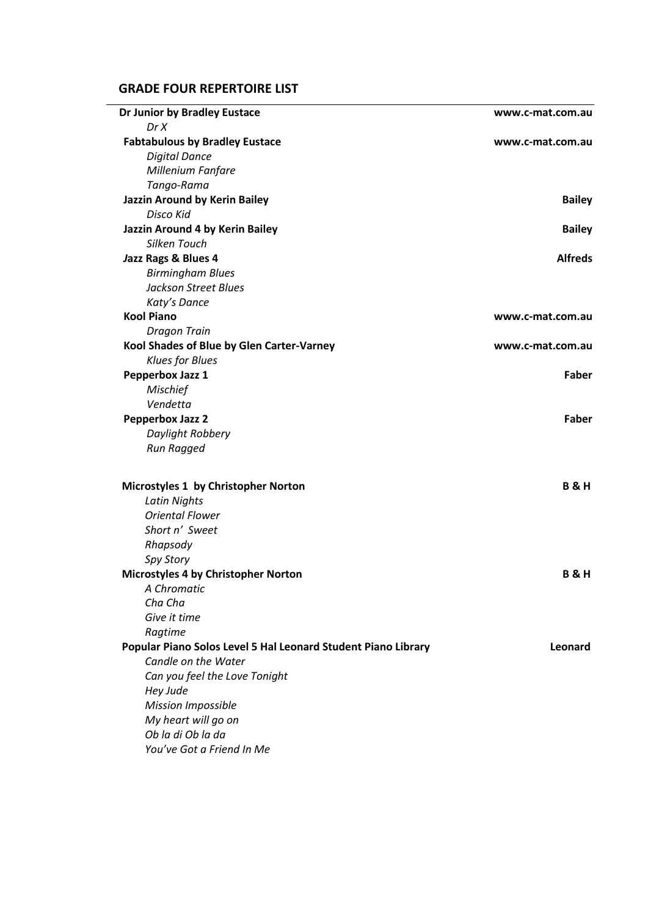## GRADE FOUR REPERTOIRE LIST

| | |
|---|---|
| **Dr Junior by Bradley Eustace** | **www.c-mat.com.au** |
| *Dr X* | |
| **Fabtabulous by Bradley Eustace** | **www.c-mat.com.au** |
| *Digital Dance* | |
| *Millenium Fanfare* | |
| *Tango-Rama* | |
| **Jazzin Around by Kerin Bailey** | **Bailey** |
| *Disco Kid* | |
| **Jazzin Around 4 by Kerin Bailey** | **Bailey** |
| *Silken Touch* | |
| **Jazz Rags & Blues 4** | **Alfreds** |
| *Birmingham Blues* | |
| *Jackson Street Blues* | |
| *Katy's Dance* | |
| **Kool Piano** | **www.c-mat.com.au** |
| *Dragon Train* | |
| **Kool Shades of Blue by Glen Carter-Varney** | **www.c-mat.com.au** |
| *Klues for Blues* | |
| **Pepperbox Jazz 1** | **Faber** |
| *Mischief* | |
| *Vendetta* | |
| **Pepperbox Jazz 2** | **Faber** |
| *Daylight Robbery* | |
| *Run Ragged* | |
| | |
| **Microstyles 1 by Christopher Norton** | **B & H** |
| *Latin Nights* | |
| *Oriental Flower* | |
| *Short n' Sweet* | |
| *Rhapsody* | |
| *Spy Story* | |
| **Microstyles 4 by Christopher Norton** | **B & H** |
| *A Chromatic* | |
| *Cha Cha* | |
| *Give it time* | |
| *Ragtime* | |
| **Popular Piano Solos Level 5 Hal Leonard Student Piano Library** | **Leonard** |
| *Candle on the Water* | |
| *Can you feel the Love Tonight* | |
| *Hey Jude* | |
| *Mission Impossible* | |
| *My heart will go on* | |
| *Ob la di Ob la da* | |
| *You've Got a Friend In Me* | |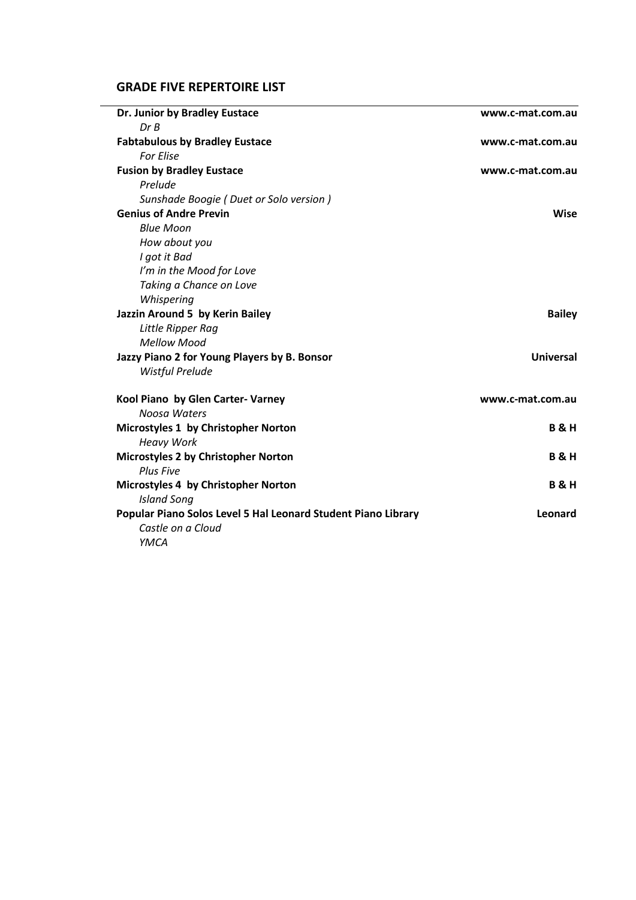## GRADE FIVE REPERTOIRE LIST

| | |
|---|---|
| **Dr. Junior by Bradley Eustace** | **www.c-mat.com.au** |
| *Dr B* | |
| **Fabtabulous by Bradley Eustace** | **www.c-mat.com.au** |
| *For Elise* | |
| **Fusion by Bradley Eustace** | **www.c-mat.com.au** |
| *Prelude* | |
| *Sunshade Boogie ( Duet or Solo version )* | |
| **Genius of Andre Previn** | **Wise** |
| *Blue Moon* | |
| *How about you* | |
| *I got it Bad* | |
| *I'm in the Mood for Love* | |
| *Taking a Chance on Love* | |
| *Whispering* | |
| **Jazzin Around 5 by Kerin Bailey** | **Bailey** |
| *Little Ripper Rag* | |
| *Mellow Mood* | |
| **Jazzy Piano 2 for Young Players by B. Bonsor** | **Universal** |
| *Wistful Prelude* | |
| **Kool Piano by Glen Carter- Varney** | **www.c-mat.com.au** |
| *Noosa Waters* | |
| **Microstyles 1 by Christopher Norton** | **B & H** |
| *Heavy Work* | |
| **Microstyles 2 by Christopher Norton** | **B & H** |
| *Plus Five* | |
| **Microstyles 4 by Christopher Norton** | **B & H** |
| *Island Song* | |
| **Popular Piano Solos Level 5 Hal Leonard Student Piano Library** | **Leonard** |
| *Castle on a Cloud* | |
| *YMCA* | |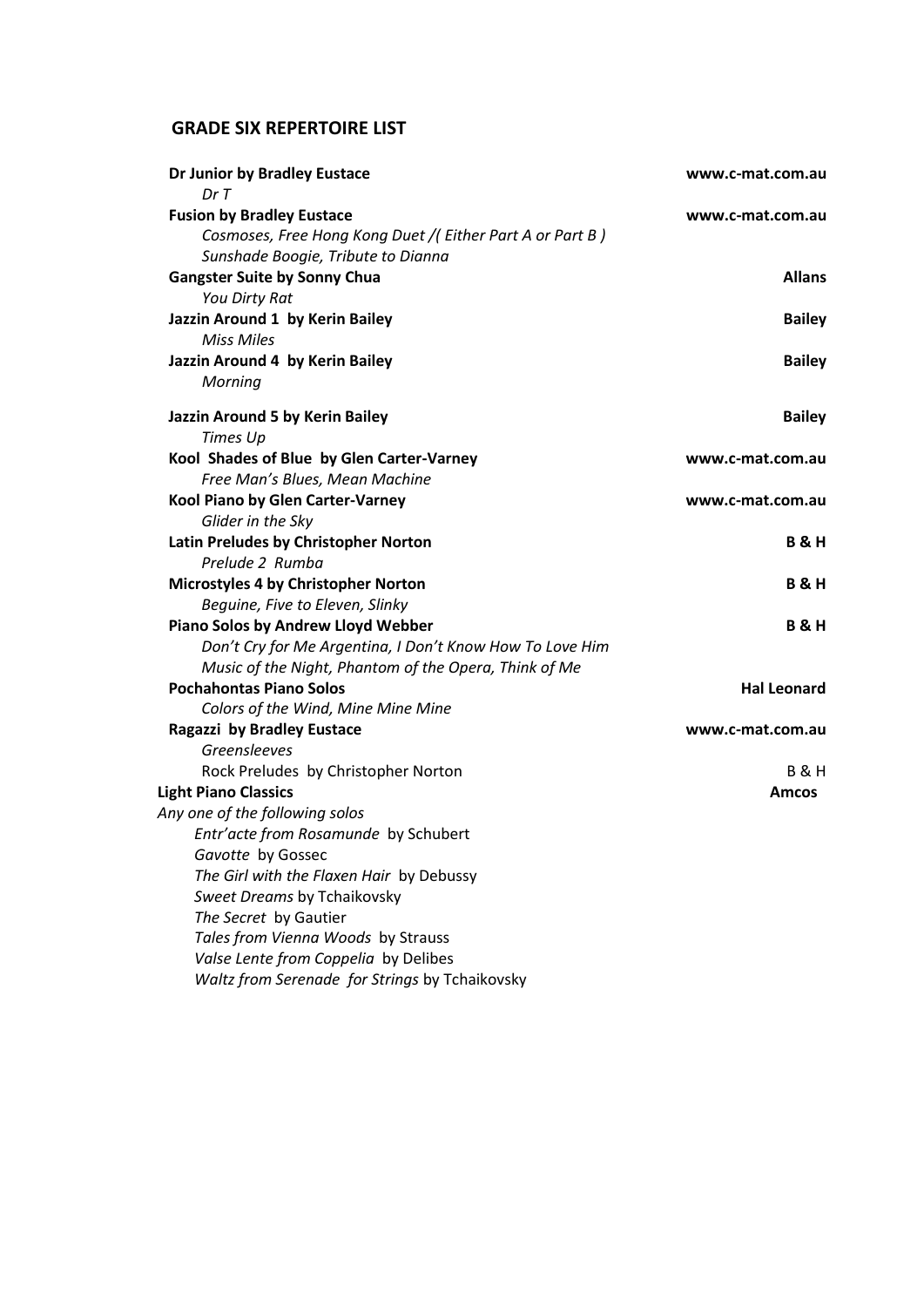## GRADE SIX REPERTOIRE LIST

| | |
|---|---|
| **Dr Junior by Bradley Eustace** | **www.c-mat.com.au** |
| *Dr T* | |
| **Fusion by Bradley Eustace** | **www.c-mat.com.au** |
| *Cosmoses, Free Hong Kong Duet /( Either Part A or Part B )* | |
| *Sunshade Boogie, Tribute to Dianna* | |
| **Gangster Suite by Sonny Chua** | **Allans** |
| *You Dirty Rat* | |
| **Jazzin Around 1 by Kerin Bailey** | **Bailey** |
| *Miss Miles* | |
| **Jazzin Around 4 by Kerin Bailey** | **Bailey** |
| *Morning* | |
| **Jazzin Around 5 by Kerin Bailey** | **Bailey** |
| *Times Up* | |
| **Kool Shades of Blue by Glen Carter-Varney** | **www.c-mat.com.au** |
| *Free Man's Blues, Mean Machine* | |
| **Kool Piano by Glen Carter-Varney** | **www.c-mat.com.au** |
| *Glider in the Sky* | |
| **Latin Preludes by Christopher Norton** | **B & H** |
| *Prelude 2 Rumba* | |
| **Microstyles 4 by Christopher Norton** | **B & H** |
| *Beguine, Five to Eleven, Slinky* | |
| **Piano Solos by Andrew Lloyd Webber** | **B & H** |
| *Don't Cry for Me Argentina, I Don't Know How To Love Him* | |
| *Music of the Night, Phantom of the Opera, Think of Me* | |
| **Pochahontas Piano Solos** | **Hal Leonard** |
| *Colors of the Wind, Mine Mine Mine* | |
| **Ragazzi by Bradley Eustace** | **www.c-mat.com.au** |
| *Greensleeves* | |
| Rock Preludes by Christopher Norton | B & H |
| **Light Piano Classics** | **Amcos** |

*Any one of the following solos*

- *Entr'acte from Rosamunde* by Schubert
- *Gavotte* by Gossec
- *The Girl with the Flaxen Hair* by Debussy
- *Sweet Dreams* by Tchaikovsky
- *The Secret* by Gautier
- *Tales from Vienna Woods* by Strauss
- *Valse Lente from Coppelia* by Delibes
- *Waltz from Serenade for Strings* by Tchaikovsky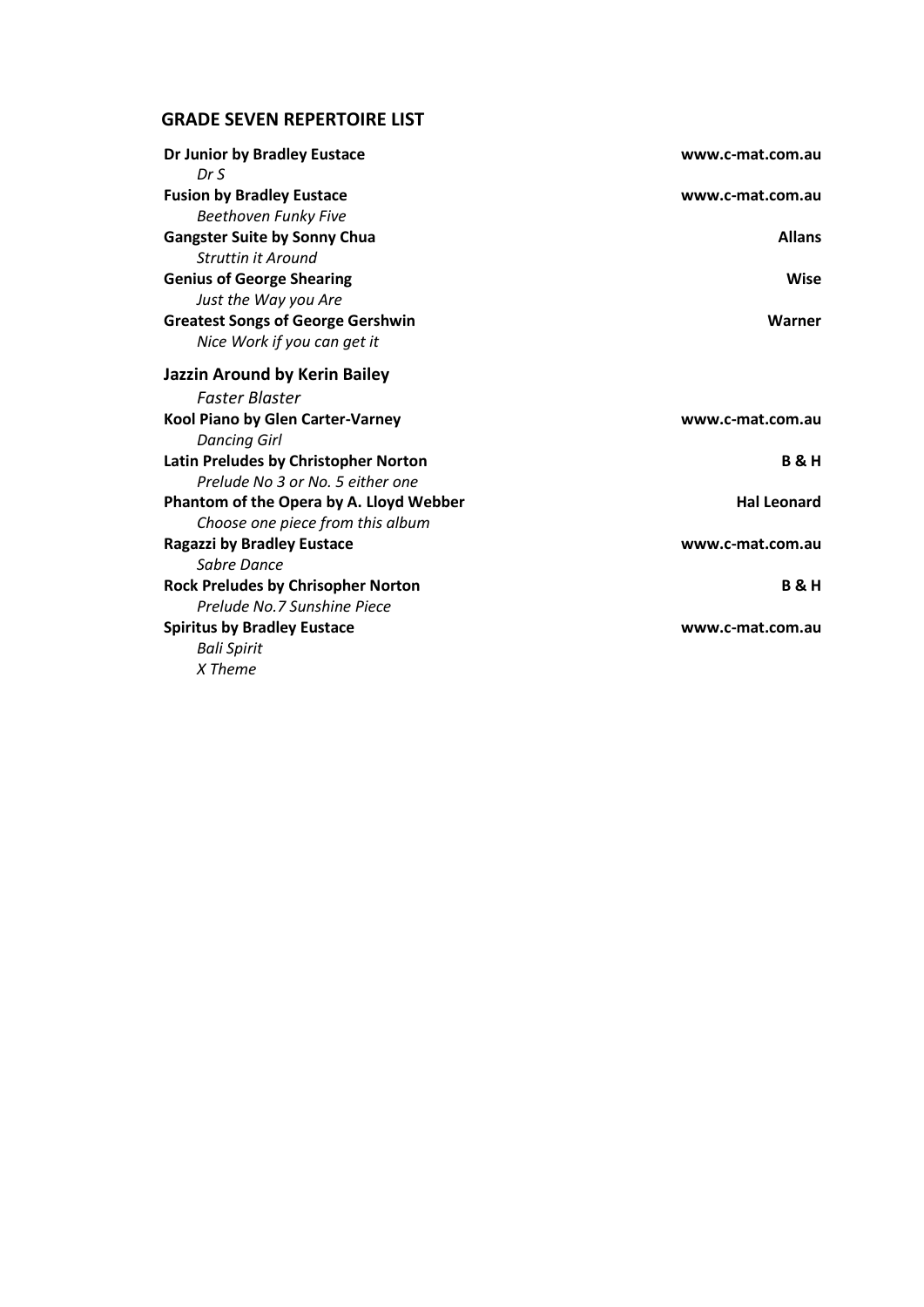## GRADE SEVEN REPERTOIRE LIST

| | |
|---|---|
| **Dr Junior by Bradley Eustace** | **www.c-mat.com.au** |
| *Dr S* | |
| **Fusion by Bradley Eustace** | **www.c-mat.com.au** |
| *Beethoven Funky Five* | |
| **Gangster Suite by Sonny Chua** | **Allans** |
| *Struttin it Around* | |
| **Genius of George Shearing** | **Wise** |
| *Just the Way you Are* | |
| **Greatest Songs of George Gershwin** | **Warner** |
| *Nice Work if you can get it* | |
| **Jazzin Around by Kerin Bailey** | |
| *Faster Blaster* | |
| **Kool Piano by Glen Carter-Varney** | **www.c-mat.com.au** |
| *Dancing Girl* | |
| **Latin Preludes by Christopher Norton** | **B & H** |
| *Prelude No 3 or No. 5 either one* | |
| **Phantom of the Opera by A. Lloyd Webber** | **Hal Leonard** |
| *Choose one piece from this album* | |
| **Ragazzi by Bradley Eustace** | **www.c-mat.com.au** |
| *Sabre Dance* | |
| **Rock Preludes by Chrisopher Norton** | **B & H** |
| *Prelude No.7 Sunshine Piece* | |
| **Spiritus by Bradley Eustace** | **www.c-mat.com.au** |
| *Bali Spirit* | |
| *X Theme* | |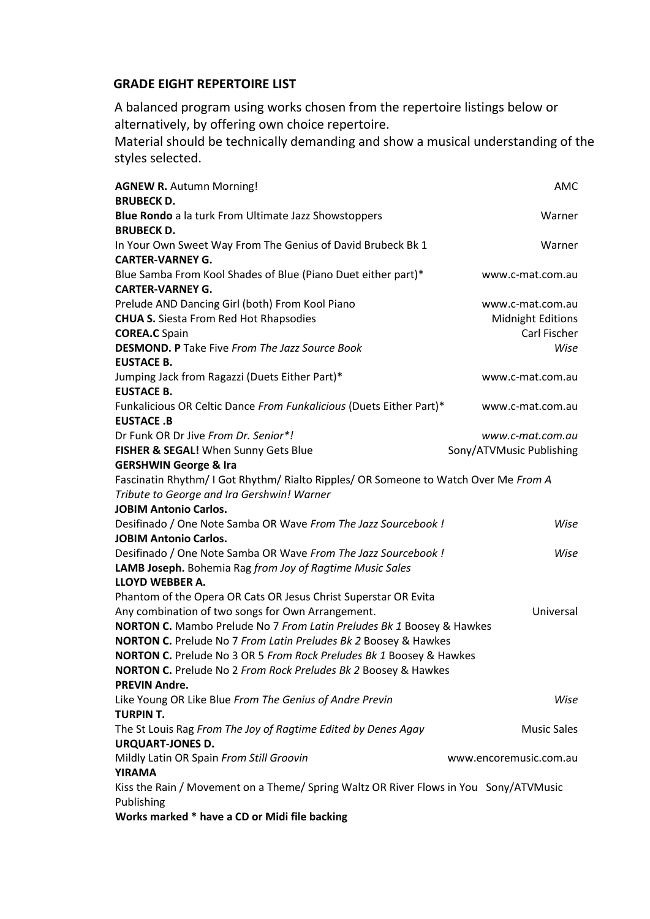## GRADE EIGHT REPERTOIRE LIST

A balanced program using works chosen from the repertoire listings below or alternatively, by offering own choice repertoire.
Material should be technically demanding and show a musical understanding of the styles selected.

**AGNEW R.** Autumn Morning! AMC

**BRUBECK D.**
**Blue Rondo** a la turk From Ultimate Jazz Showstoppers Warner

**BRUBECK D.**
In Your Own Sweet Way From The Genius of David Brubeck Bk 1 Warner

**CARTER-VARNEY G.**
Blue Samba From Kool Shades of Blue (Piano Duet either part)* www.c-mat.com.au

**CARTER-VARNEY G.**
Prelude AND Dancing Girl (both) From Kool Piano www.c-mat.com.au

**CHUA S.** Siesta From Red Hot Rhapsodies Midnight Editions

**COREA.C** Spain Carl Fischer

**DESMOND. P** Take Five *From The Jazz Source Book* *Wise*

**EUSTACE B.**
Jumping Jack from Ragazzi (Duets Either Part)* www.c-mat.com.au

**EUSTACE B.**
Funkalicious OR Celtic Dance *From Funkalicious* (Duets Either Part)* www.c-mat.com.au

**EUSTACE .B**
Dr Funk OR Dr Jive *From Dr. Senior*!* *www.c-mat.com.au*

**FISHER & SEGAL!** When Sunny Gets Blue Sony/ATVMusic Publishing

**GERSHWIN George & Ira**
Fascinatin Rhythm/ I Got Rhythm/ Rialto Ripples/ OR Someone to Watch Over Me *From A Tribute to George and Ira Gershwin! Warner*

**JOBIM Antonio Carlos.**
Desifinado / One Note Samba OR Wave *From The Jazz Sourcebook !* *Wise*

**JOBIM Antonio Carlos.**
Desifinado / One Note Samba OR Wave *From The Jazz Sourcebook !* *Wise*

**LAMB Joseph.** Bohemia Rag *from Joy of Ragtime Music Sales*

**LLOYD WEBBER A.**
Phantom of the Opera OR Cats OR Jesus Christ Superstar OR Evita
Any combination of two songs for Own Arrangement. Universal

**NORTON C.** Mambo Prelude No 7 *From Latin Preludes Bk 1* Boosey & Hawkes

**NORTON C.** Prelude No 7 *From Latin Preludes Bk 2* Boosey & Hawkes

**NORTON C.** Prelude No 3 OR 5 *From Rock Preludes Bk 1* Boosey & Hawkes

**NORTON C.** Prelude No 2 *From Rock Preludes Bk 2* Boosey & Hawkes

**PREVIN Andre.**
Like Young OR Like Blue *From The Genius of Andre Previn* *Wise*

**TURPIN T.**
The St Louis Rag *From The Joy of Ragtime Edited by Denes Agay* Music Sales

**URQUART-JONES D.**
Mildly Latin OR Spain *From Still Groovin* www.encoremusic.com.au

**YIRAMA**
Kiss the Rain / Movement on a Theme/ Spring Waltz OR River Flows in You Sony/ATVMusic Publishing

**Works marked * have a CD or Midi file backing**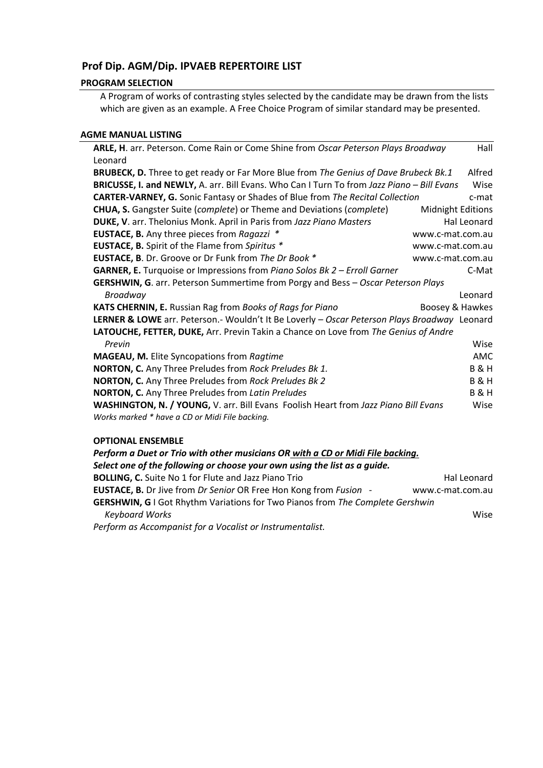## Prof Dip. AGM/Dip. IPVAEB REPERTOIRE LIST

### PROGRAM SELECTION

A Program of works of contrasting styles selected by the candidate may be drawn from the lists which are given as an example. A Free Choice Program of similar standard may be presented.

### AGME MANUAL LISTING

**ARLE, H**. arr. Peterson. Come Rain or Come Shine from *Oscar Peterson Plays Broadway* Hall Leonard

**BRUBECK, D.** Three to get ready or Far More Blue from *The Genius of Dave Brubeck Bk.1* Alfred

**BRICUSSE, I. and NEWLY,** A. arr. Bill Evans. Who Can I Turn To from *Jazz Piano – Bill Evans* Wise

**CARTER-VARNEY, G.** Sonic Fantasy or Shades of Blue from *The Recital Collection* c-mat

**CHUA, S.** Gangster Suite (*complete*) or Theme and Deviations (*complete*) Midnight Editions

**DUKE, V**. arr. Thelonius Monk. April in Paris from *Jazz Piano Masters* Hal Leonard

**EUSTACE, B.** Any three pieces from *Ragazzi* * www.c-mat.com.au

**EUSTACE, B.** Spirit of the Flame from *Spiritus* * www.c-mat.com.au

**EUSTACE, B**. Dr. Groove or Dr Funk from *The Dr Book* * www.c-mat.com.au

**GARNER, E.** Turquoise or Impressions from *Piano Solos Bk 2 – Erroll Garner* C-Mat

**GERSHWIN, G**. arr. Peterson Summertime from Porgy and Bess – *Oscar Peterson Plays Broadway* Leonard

**KATS CHERNIN, E.** Russian Rag from *Books of Rags for Piano* Boosey & Hawkes

**LERNER & LOWE** arr. Peterson.- Wouldn't It Be Loverly – *Oscar Peterson Plays Broadway* Leonard

**LATOUCHE, FETTER, DUKE,** Arr. Previn Takin a Chance on Love from *The Genius of Andre Previn* Wise

**MAGEAU, M.** Elite Syncopations from *Ragtime* AMC

**NORTON, C.** Any Three Preludes from *Rock Preludes Bk 1.* B & H

**NORTON, C.** Any Three Preludes from *Rock Preludes Bk 2* B & H

**NORTON, C.** Any Three Preludes from *Latin Preludes* B & H

**WASHINGTON, N. / YOUNG,** V. arr. Bill Evans Foolish Heart from *Jazz Piano Bill Evans* Wise

*Works marked * have a CD or Midi File backing.*

### OPTIONAL ENSEMBLE

***Perform a Duet or Trio with other musicians OR with a CD or Midi File backing.***

***Select one of the following or choose your own using the list as a guide.***

**BOLLING, C.** Suite No 1 for Flute and Jazz Piano Trio Hal Leonard

**EUSTACE, B.** Dr Jive from *Dr Senior* OR Free Hon Kong from *Fusion* - www.c-mat.com.au

**GERSHWIN, G** I Got Rhythm Variations for Two Pianos from *The Complete Gershwin Keyboard Works* Wise

*Perform as Accompanist for a Vocalist or Instrumentalist.*